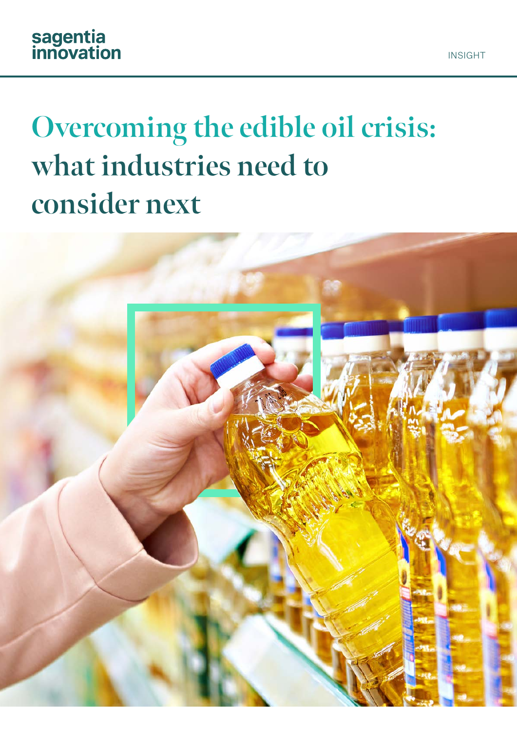sagentia innovation

INSIGHT

# Overcoming the edible oil crisis: what industries need to consider next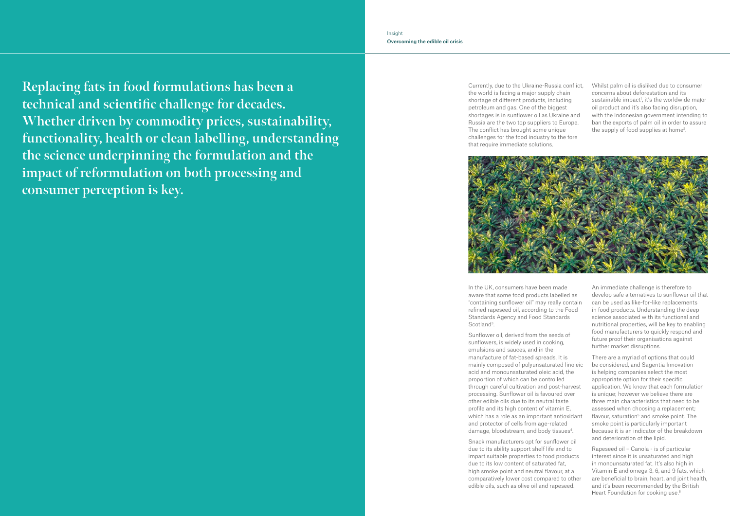**Replacing fats in food formulations has been a technical and scientific challenge for decades. Whether driven by commodity prices, sustainability, functionality, health or clean labelling, understanding the science underpinning the formulation and the impact of reformulation on both processing and consumer perception is key.**

Currently, due to the Ukraine-Russia conflict, the world is facing a major supply chain shortage of different products, including petroleum and gas. One of the biggest shortages is in sunflower oil as Ukraine and Russia are the two top suppliers to Europe. The conflict has brought some unique challenges for the food industry to the fore that require immediate solutions.

Whilst palm oil is disliked due to consumer concerns about deforestation and its sustainable impact[1], it's the worldwide major oil product and it's also facing disruption, with the Indonesian government intending to ban the exports of palm oil in order to assure the supply of food supplies at home[2].

In the UK, consumers have been made aware that some food products labelled as "containing sunflower oil" may really contain refined rapeseed oil, according to the Food Standards Agency and Food Standards Scotland[3].

Sunflower oil, derived from the seeds of sunflowers, is widely used in cooking, emulsions and sauces, and in the manufacture of fat-based spreads. It is mainly composed of polyunsaturated linoleic acid and monounsaturated oleic acid, the proportion of which can be controlled through careful cultivation and post-harvest processing. Sunflower oil is favoured over other edible oils due to its neutral taste profile and its high content of vitamin E, which has a role as an important antioxidant and protector of cells from age-related damage, bloodstream, and body tissues[4].

Snack manufacturers opt for sunflower oil due to its ability support shelf life and to impart suitable properties to food products due to its low content of saturated fat, high smoke point and neutral flavour, at a comparatively lower cost compared to other edible oils, such as olive oil and rapeseed.

An immediate challenge is therefore to develop safe alternatives to sunflower oil that can be used as like-for-like replacements in food products. Understanding the deep science associated with its functional and nutritional properties, will be key to enabling food manufacturers to quickly respond and future proof their organisations against further market disruptions.

There are a myriad of options that could be considered, and Sagentia Innovation is helping companies select the most appropriate option for their specific application. We know that each formulation is unique; however we believe there are three main characteristics that need to be assessed when choosing a replacement; flavour, saturation[5] and smoke point. The smoke point is particularly important because it is an indicator of the breakdown and deterioration of the lipid.

Rapeseed oil – Canola - is of particular interest since it is unsaturated and high in monounsaturated fat. It's also high in Vitamin E and omega 3, 6, and 9 fats, which are beneficial to brain, heart, and joint health, and it's been recommended by the British Heart Foundation for cooking use.[6]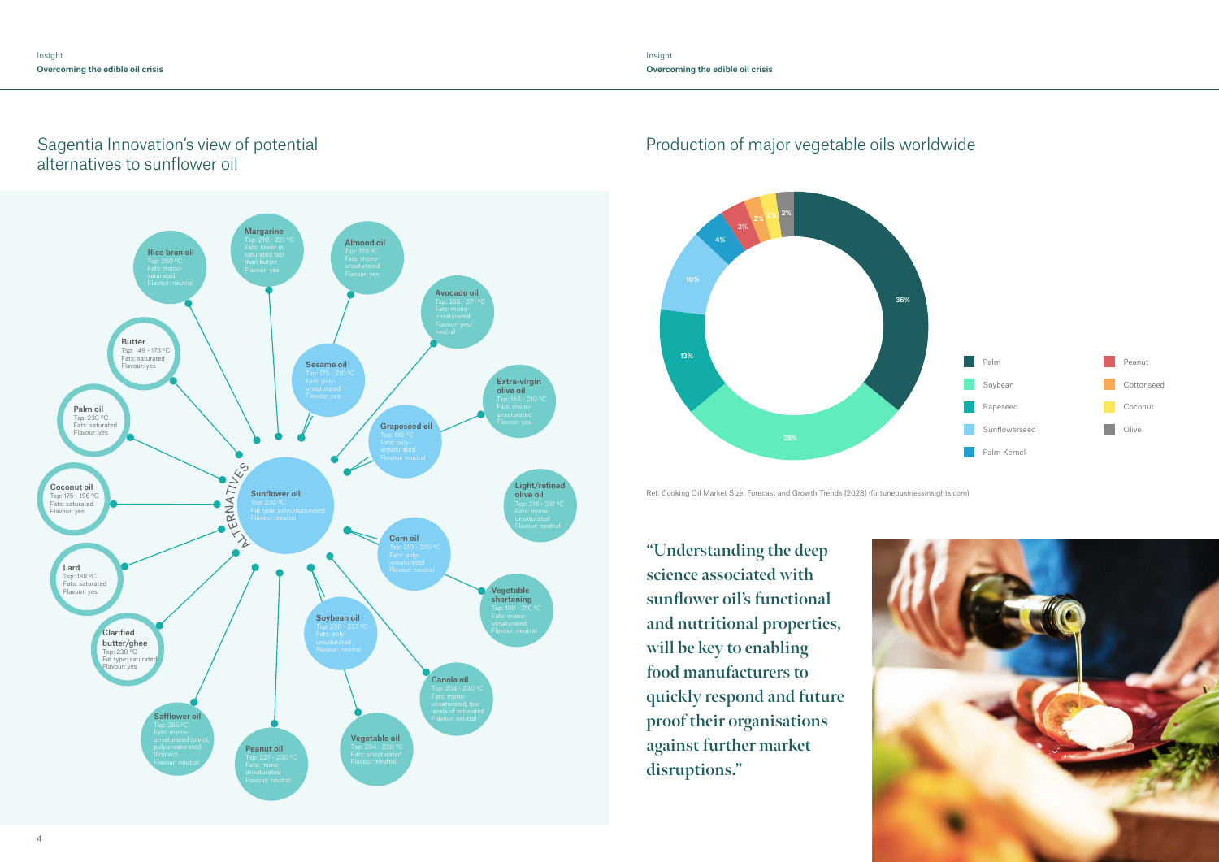## Sagentia Innovation's view of potential alternatives to sunflower oil

**Sunflower oil**
Tsp: 230 °C
Fat type: polyunsaturated
Flavour: neutral

ALTERNATIVES

**Rice bran oil**
Tsp: 260 °C
Fats: mono-saturated
Flavour: neutral

**Margarine**
Tsp: 210 - 221 °C
Fats: lower in saturated fats than butter
Flavour: yes

**Almond oil**
Tsp: 215 °C
Fats: mono-unsaturated
Flavour: yes

**Avocado oil**
Tsp: 265 - 271 °C
Fats: mono-unsaturated
Flavour: yes/neutral

**Butter**
Tsp: 149 - 175 °C
Fats: saturated
Flavour: yes

**Sesame oil**
Tsp: 175 - 210 °C
Fats: poly-unsaturated
Flavour: yes

**Extra-virgin olive oil**
Tsp: 163 - 210 °C
Fats: mono-unsaturated
Flavour: yes

**Palm oil**
Tsp: 230 °C
Fats: saturated
Flavour: yes

**Grapeseed oil**
Tsp: 195 °C
Fats: poly-unsaturated
Flavour: neutral

**Coconut oil**
Tsp: 175 - 196 °C
Fats: saturated
Flavour: yes

**Light/refined olive oil**
Tsp: 218 - 241 °C
Fats: mono-unsaturated
Flavour: neutral

**Corn oil**
Tsp: 210 - 230 °C
Fats: poly-unsaturated
Flavour: neutral

**Lard**
Tsp: 188 °C
Fats: saturated
Flavour: yes

**Vegetable shortening**
Tsp: 180 - 210 °C
Fats: mono-unsaturated
Flavour: neutral

**Clarified butter/ghee**
Tsp: 230 °C
Fat type: saturated
Flavour: yes

**Soybean oil**
Tsp: 230 - 257 °C
Fats: poly-unsaturated
Flavour: neutral

**Canola oil**
Tsp: 204 - 230 °C
Fats: mono-unsaturated, low levels of saturated
Flavour: neutral

**Safflower oil**
Tsp: 265 °C
Fats: mono-unsaturated (oleic), polyunsaturated (linoleic)
Flavour: neutral

**Peanut oil**
Tsp: 227 - 230 °C
Fats: mono-unsaturated
Flavour: neutral

**Vegetable oil**
Tsp: 204 - 230 °C
Fats: unsaturated
Flavour: neutral

## Production of major vegetable oils worldwide

| Oil | Share |
|---|---|
| Palm | 36% |
| Soybean | 28% |
| Rapeseed | 13% |
| Sunflowerseed | 10% |
| Palm Kernel | 4% |
| Peanut | 3% |
| Cottonseed | 2% |
| Coconut | 2% |
| Olive | 2% |

Ref: Cooking Oil Market Size, Forecast and Growth Trends [2028] (fortunebusinessinsights.com)

> "Understanding the deep science associated with sunflower oil's functional and nutritional properties, will be key to enabling food manufacturers to quickly respond and future proof their organisations against further market disruptions."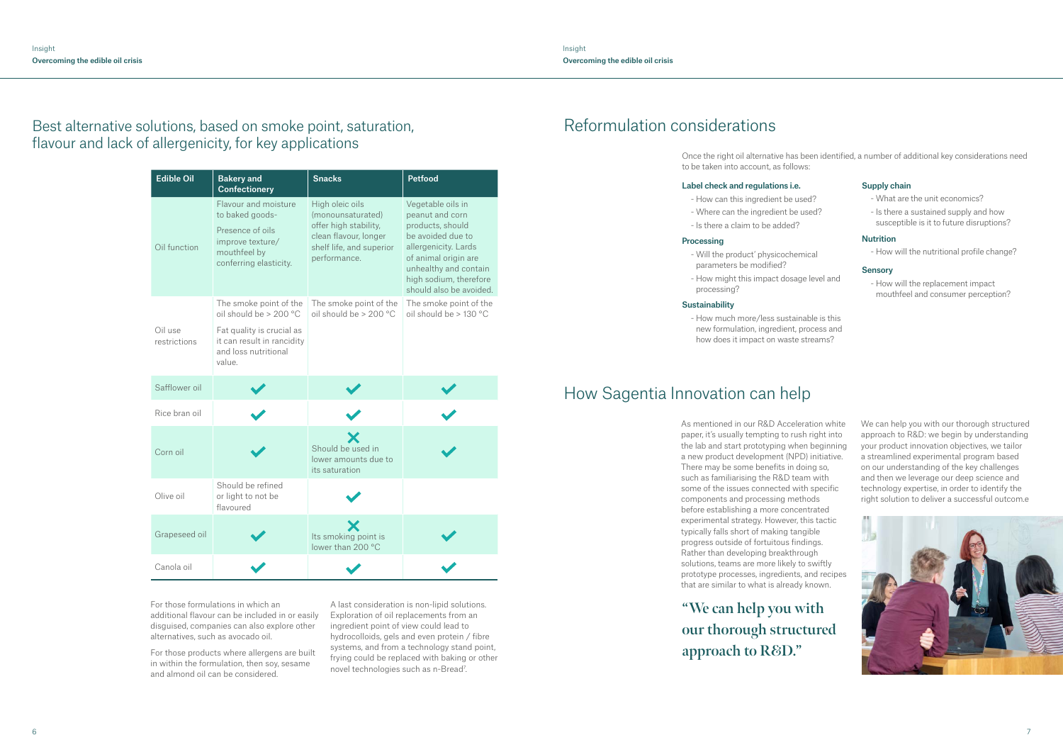## Best alternative solutions, based on smoke point, saturation, flavour and lack of allergenicity, for key applications

| Edible Oil | Bakery and Confectionery | Snacks | Petfood |
|---|---|---|---|
| Oil function | Flavour and moisture to baked goods- Presence of oils improve texture/ mouthfeel by conferring elasticity. | High oleic oils (monounsaturated) offer high stability, clean flavour, longer shelf life, and superior performance. | Vegetable oils in peanut and corn products, should be avoided due to allergenicity. Lards of animal origin are unhealthy and contain high sodium, therefore should also be avoided. |
| Oil use restrictions | The smoke point of the oil should be > 200 °C Fat quality is crucial as it can result in rancidity and loss nutritional value. | The smoke point of the oil should be > 200 °C | The smoke point of the oil should be > 130 °C |
| Safflower oil | ✔ | ✔ | ✔ |
| Rice bran oil | ✔ | ✔ | ✔ |
| Corn oil | ✔ | ✘ Should be used in lower amounts due to its saturation | ✔ |
| Olive oil | Should be refined or light to not be flavoured | ✔ | |
| Grapeseed oil | ✔ | ✘ Its smoking point is lower than 200 °C | ✔ |
| Canola oil | ✔ | ✔ | ✔ |

For those formulations in which an additional flavour can be included in or easily disguised, companies can also explore other alternatives, such as avocado oil.

For those products where allergens are built in within the formulation, then soy, sesame and almond oil can be considered.

A last consideration is non-lipid solutions. Exploration of oil replacements from an ingredient point of view could lead to hydrocolloids, gels and even protein / fibre systems, and from a technology stand point, frying could be replaced with baking or other novel technologies such as n-Bread[7].

## Reformulation considerations

Once the right oil alternative has been identified, a number of additional key considerations need to be taken into account, as follows:

**Label check and regulations i.e.**

- How can this ingredient be used?
- Where can the ingredient be used?
- Is there a claim to be added?

**Processing**

- Will the product' physicochemical parameters be modified?
- How might this impact dosage level and processing?

**Sustainability**

- How much more/less sustainable is this new formulation, ingredient, process and how does it impact on waste streams?

**Supply chain**

- What are the unit economics?
- Is there a sustained supply and how susceptible is it to future disruptions?

**Nutrition**

- How will the nutritional profile change?

**Sensory**

- How will the replacement impact mouthfeel and consumer perception?

## How Sagentia Innovation can help

As mentioned in our R&D Acceleration white paper, it's usually tempting to rush right into the lab and start prototyping when beginning a new product development (NPD) initiative. There may be some benefits in doing so, such as familiarising the R&D team with some of the issues connected with specific components and processing methods before establishing a more concentrated experimental strategy. However, this tactic typically falls short of making tangible progress outside of fortuitous findings. Rather than developing breakthrough solutions, teams are more likely to swiftly prototype processes, ingredients, and recipes that are similar to what is already known.

> "We can help you with our thorough structured approach to R&D."

We can help you with our thorough structured approach to R&D: we begin by understanding your product innovation objectives, we tailor a streamlined experimental program based on our understanding of the key challenges and then we leverage our deep science and technology expertise, in order to identify the right solution to deliver a successful outcom.e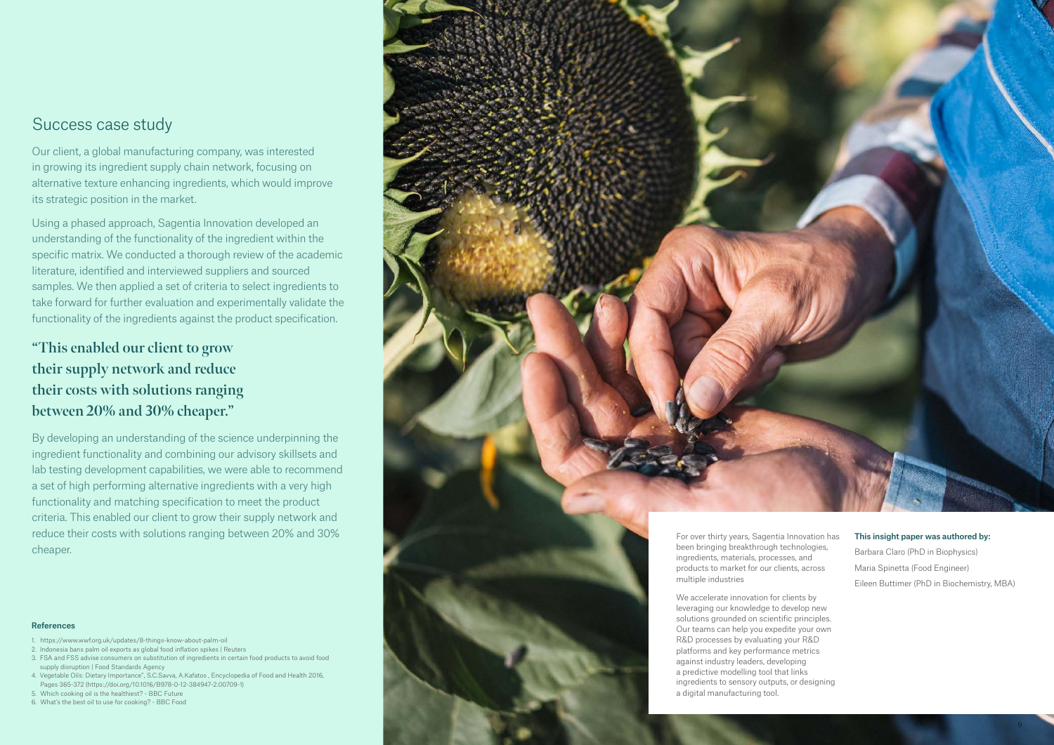## Success case study

Our client, a global manufacturing company, was interested in growing its ingredient supply chain network, focusing on alternative texture enhancing ingredients, which would improve its strategic position in the market.

Using a phased approach, Sagentia Innovation developed an understanding of the functionality of the ingredient within the specific matrix. We conducted a thorough review of the academic literature, identified and interviewed suppliers and sourced samples. We then applied a set of criteria to select ingredients to take forward for further evaluation and experimentally validate the functionality of the ingredients against the product specification.

> **"This enabled our client to grow their supply network and reduce their costs with solutions ranging between 20% and 30% cheaper."**

By developing an understanding of the science underpinning the ingredient functionality and combining our advisory skillsets and lab testing development capabilities, we were able to recommend a set of high performing alternative ingredients with a very high functionality and matching specification to meet the product criteria. This enabled our client to grow their supply network and reduce their costs with solutions ranging between 20% and 30% cheaper.

#### References

1. https://www.wwf.org.uk/updates/8-things-know-about-palm-oil
2. Indonesia bans palm oil exports as global food inflation spikes | Reuters
3. FSA and FSS advise consumers on substitution of ingredients in certain food products to avoid food supply disruption | Food Standards Agency
4. Vegetable Oils: Dietary Importance", S.C.Savva, A.Kafatos , Encyclopedia of Food and Health 2016, Pages 365-372 (https://doi.org/10.1016/B978-0-12-384947-2.00709-1)
5. Which cooking oil is the healthiest? - BBC Future
6. What's the best oil to use for cooking? - BBC Food

For over thirty years, Sagentia Innovation has been bringing breakthrough technologies, ingredients, materials, processes, and products to market for our clients, across multiple industries

We accelerate innovation for clients by leveraging our knowledge to develop new solutions grounded on scientific principles. Our teams can help you expedite your own R&D processes by evaluating your R&D platforms and key performance metrics against industry leaders, developing a predictive modelling tool that links ingredients to sensory outputs, or designing a digital manufacturing tool.

**This insight paper was authored by:**

Barbara Claro (PhD in Biophysics)

Maria Spinetta (Food Engineer)

Eileen Buttimer (PhD in Biochemistry, MBA)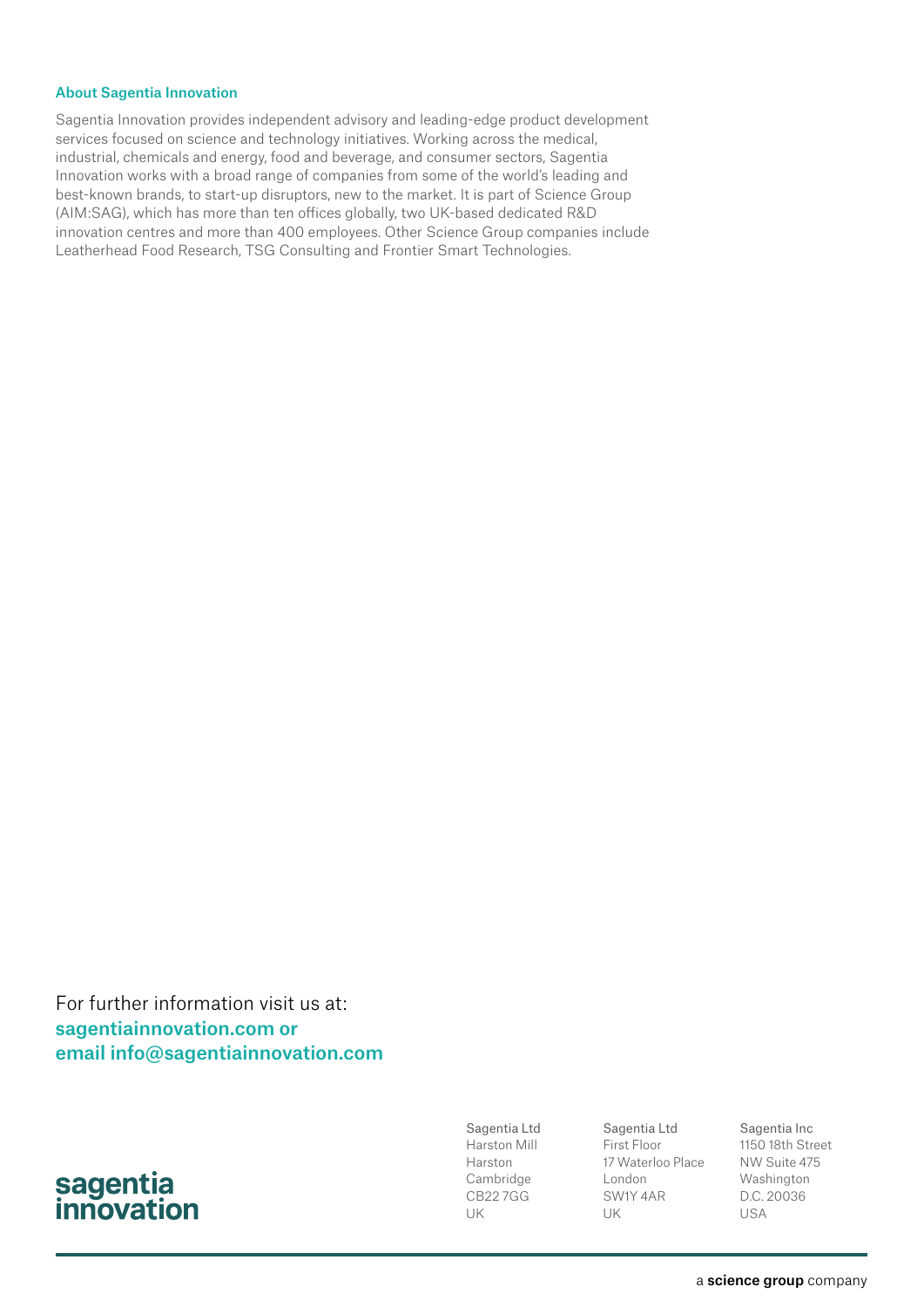### About Sagentia Innovation

Sagentia Innovation provides independent advisory and leading-edge product development services focused on science and technology initiatives. Working across the medical, industrial, chemicals and energy, food and beverage, and consumer sectors, Sagentia Innovation works with a broad range of companies from some of the world's leading and best-known brands, to start-up disruptors, new to the market. It is part of Science Group (AIM:SAG), which has more than ten offices globally, two UK-based dedicated R&D innovation centres and more than 400 employees. Other Science Group companies include Leatherhead Food Research, TSG Consulting and Frontier Smart Technologies.

For further information visit us at:
**sagentiainnovation.com or**
**email info@sagentiainnovation.com**

sagentia innovation

Sagentia Ltd
Harston Mill
Harston
Cambridge
CB22 7GG
UK

Sagentia Ltd
First Floor
17 Waterloo Place
London
SW1Y 4AR
UK

Sagentia Inc
1150 18th Street
NW Suite 475
Washington
D.C. 20036
USA

a **science group** company